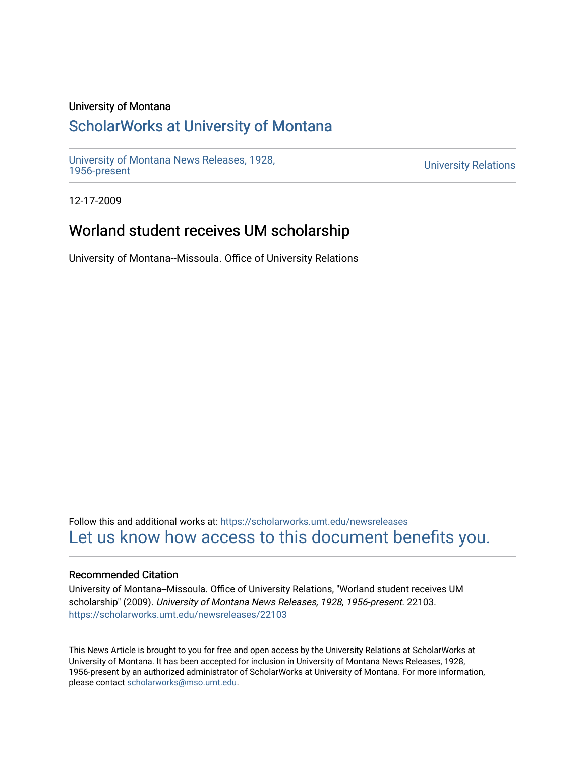University of Montana

# ScholarWorks at University of Montana

University of Montana News Releases, 1928, 1956-present

University Relations

12-17-2009

## Worland student receives UM scholarship

University of Montana--Missoula. Office of University Relations

Follow this and additional works at: https://scholarworks.umt.edu/newsreleases

Let us know how access to this document benefits you.

### Recommended Citation

University of Montana--Missoula. Office of University Relations, "Worland student receives UM scholarship" (2009). *University of Montana News Releases, 1928, 1956-present*. 22103.
https://scholarworks.umt.edu/newsreleases/22103

This News Article is brought to you for free and open access by the University Relations at ScholarWorks at University of Montana. It has been accepted for inclusion in University of Montana News Releases, 1928, 1956-present by an authorized administrator of ScholarWorks at University of Montana. For more information, please contact scholarworks@mso.umt.edu.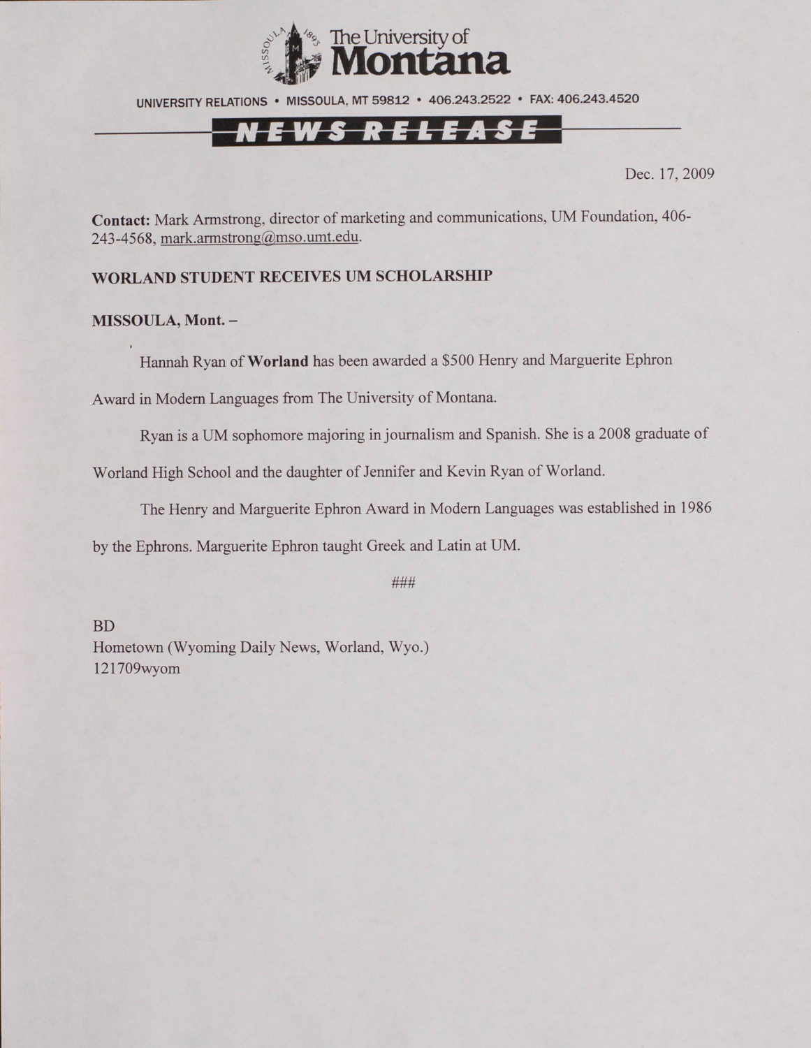The University of Montana

UNIVERSITY RELATIONS • MISSOULA, MT 59812 • 406.243.2522 • FAX: 406.243.4520

NEWS RELEASE

Dec. 17, 2009

**Contact:** Mark Armstrong, director of marketing and communications, UM Foundation, 406-243-4568, mark.armstrong@mso.umt.edu.

**WORLAND STUDENT RECEIVES UM SCHOLARSHIP**

**MISSOULA, Mont. –**

Hannah Ryan of **Worland** has been awarded a $500 Henry and Marguerite Ephron Award in Modern Languages from The University of Montana.

Ryan is a UM sophomore majoring in journalism and Spanish. She is a 2008 graduate of Worland High School and the daughter of Jennifer and Kevin Ryan of Worland.

The Henry and Marguerite Ephron Award in Modern Languages was established in 1986 by the Ephrons. Marguerite Ephron taught Greek and Latin at UM.

###

BD
Hometown (Wyoming Daily News, Worland, Wyo.)
121709wyom